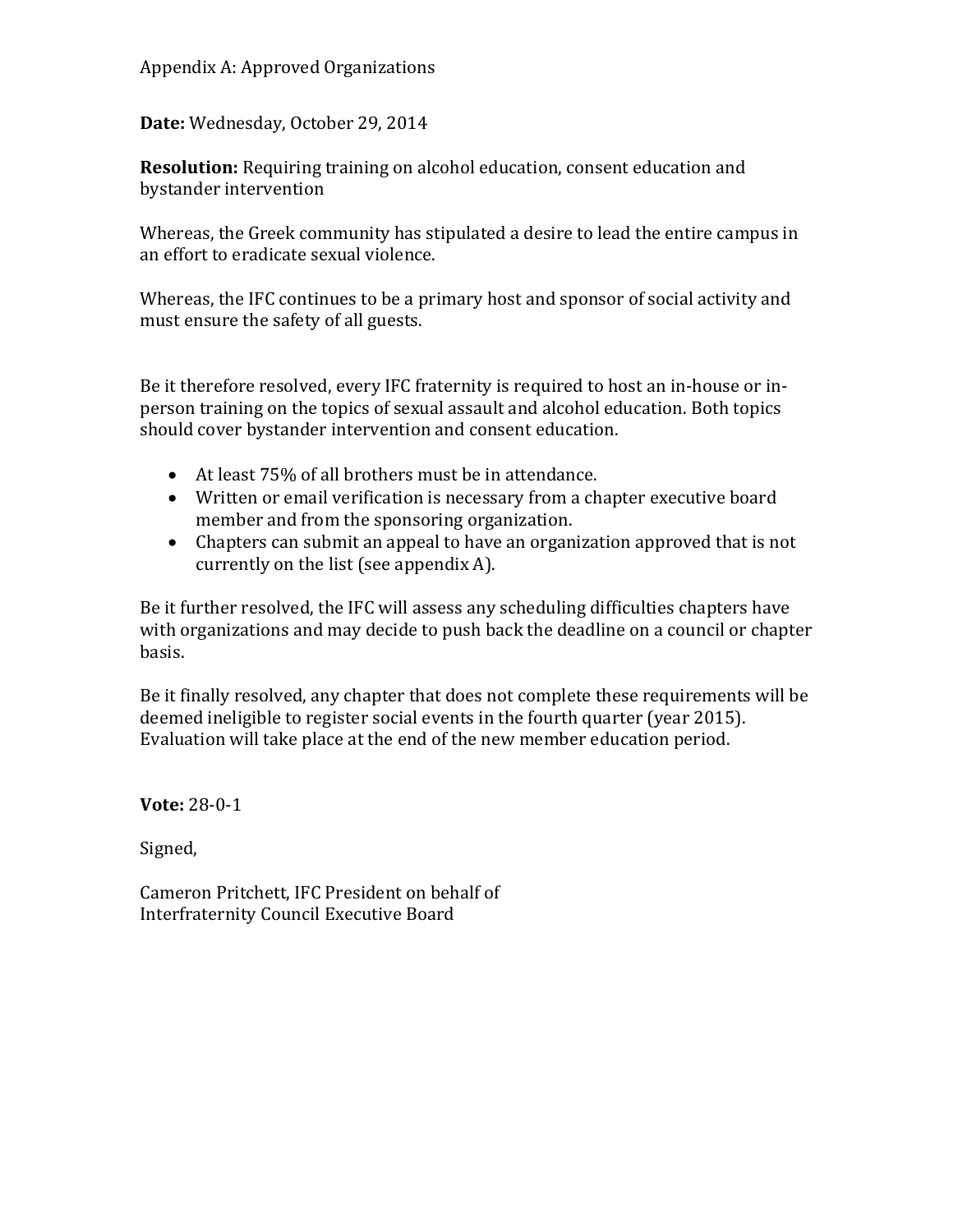Appendix A: Approved Organizations

**Date:** Wednesday, October 29, 2014

**Resolution:** Requiring training on alcohol education, consent education and bystander intervention

Whereas, the Greek community has stipulated a desire to lead the entire campus in an effort to eradicate sexual violence.

Whereas, the IFC continues to be a primary host and sponsor of social activity and must ensure the safety of all guests.

Be it therefore resolved, every IFC fraternity is required to host an in-house or in-person training on the topics of sexual assault and alcohol education. Both topics should cover bystander intervention and consent education.

- At least 75% of all brothers must be in attendance.
- Written or email verification is necessary from a chapter executive board member and from the sponsoring organization.
- Chapters can submit an appeal to have an organization approved that is not currently on the list (see appendix A).

Be it further resolved, the IFC will assess any scheduling difficulties chapters have with organizations and may decide to push back the deadline on a council or chapter basis.

Be it finally resolved, any chapter that does not complete these requirements will be deemed ineligible to register social events in the fourth quarter (year 2015). Evaluation will take place at the end of the new member education period.

**Vote:** 28-0-1

Signed,

Cameron Pritchett, IFC President on behalf of
Interfraternity Council Executive Board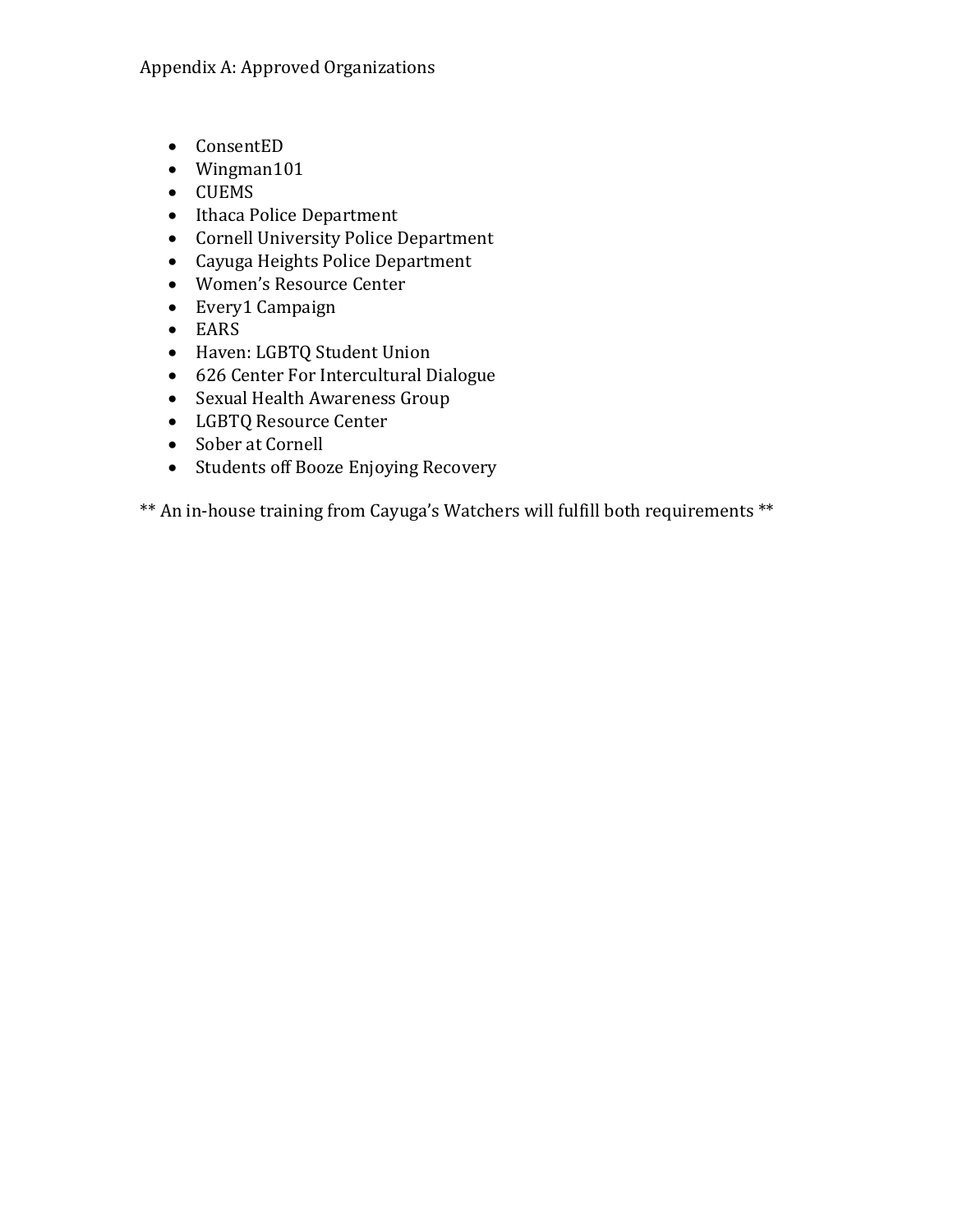Appendix A: Approved Organizations

- ConsentED
- Wingman101
- CUEMS
- Ithaca Police Department
- Cornell University Police Department
- Cayuga Heights Police Department
- Women's Resource Center
- Every1 Campaign
- EARS
- Haven: LGBTQ Student Union
- 626 Center For Intercultural Dialogue
- Sexual Health Awareness Group
- LGBTQ Resource Center
- Sober at Cornell
- Students off Booze Enjoying Recovery

** An in-house training from Cayuga's Watchers will fulfill both requirements **